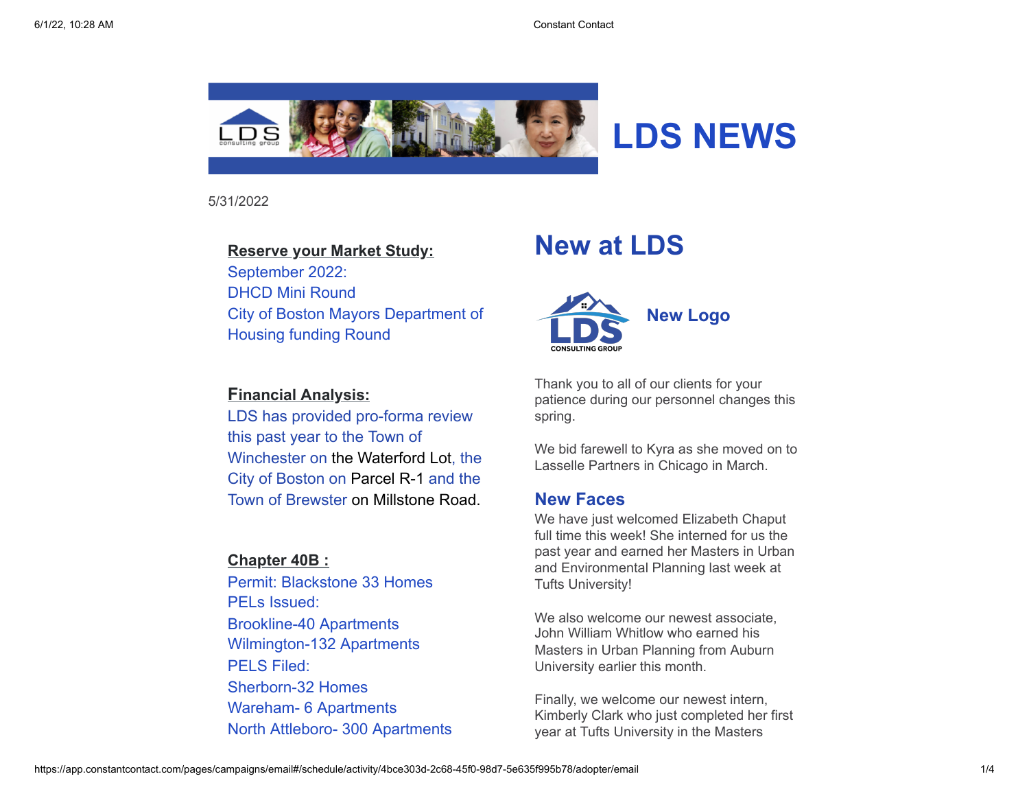# LDS NEWS

5/31/2022

**Reserve your Market Study:**

September 2022:
DHCD Mini Round
City of Boston Mayors Department of Housing funding Round

**Financial Analysis:**

LDS has provided pro-forma review this past year to the Town of Winchester on the Waterford Lot, the City of Boston on Parcel R-1 and the Town of Brewster on Millstone Road.

**Chapter 40B :**

Permit: Blackstone 33 Homes
PELs Issued:
Brookline-40 Apartments
Wilmington-132 Apartments
PELS Filed:
Sherborn-32 Homes
Wareham- 6 Apartments
North Attleboro- 300 Apartments

## New at LDS

### New Logo

Thank you to all of our clients for your patience during our personnel changes this spring.

We bid farewell to Kyra as she moved on to Lasselle Partners in Chicago in March.

### New Faces

We have just welcomed Elizabeth Chaput full time this week! She interned for us the past year and earned her Masters in Urban and Environmental Planning last week at Tufts University!

We also welcome our newest associate, John William Whitlow who earned his Masters in Urban Planning from Auburn University earlier this month.

Finally, we welcome our newest intern, Kimberly Clark who just completed her first year at Tufts University in the Masters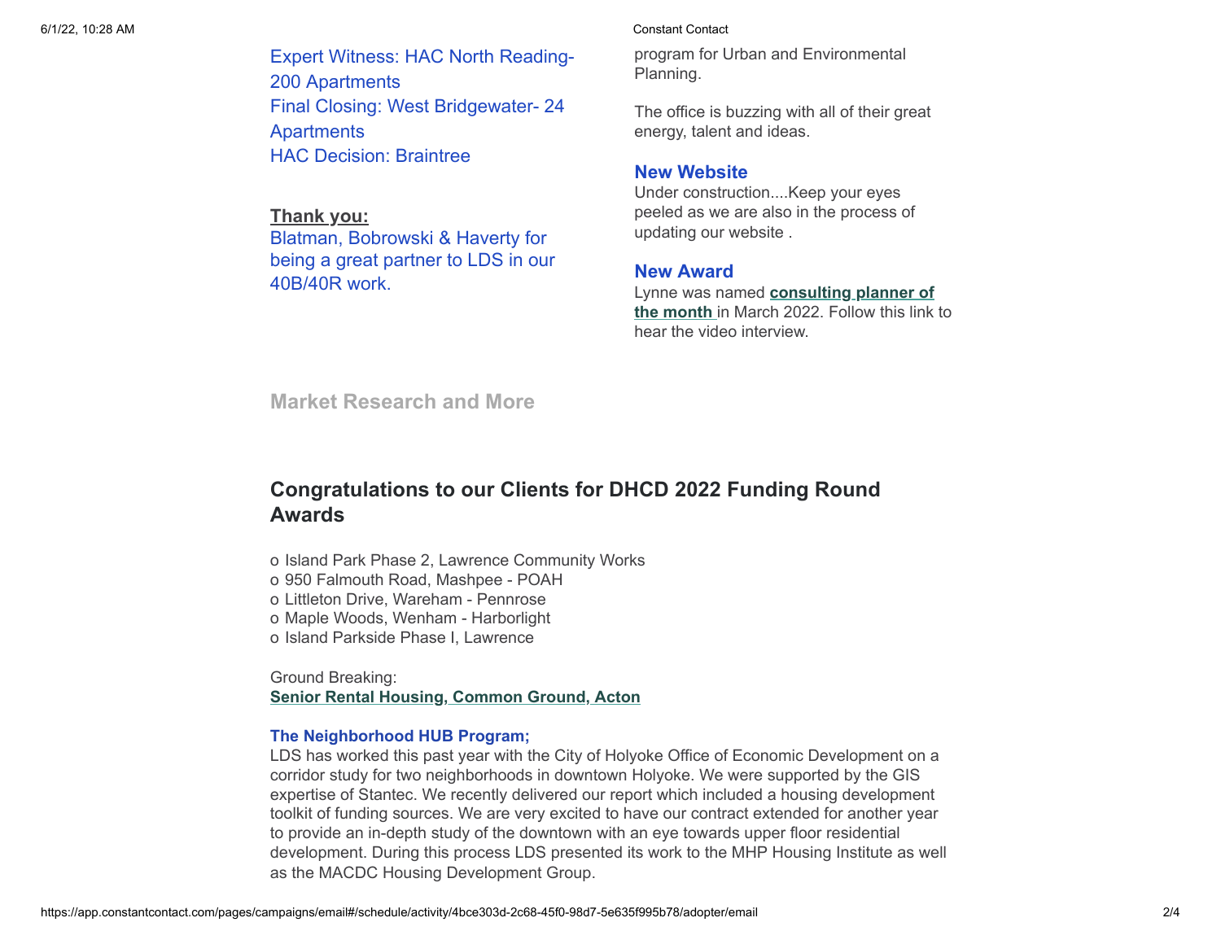Expert Witness: HAC North Reading- 200 Apartments
Final Closing: West Bridgewater- 24 Apartments
HAC Decision: Braintree

**Thank you:**
Blatman, Bobrowski & Haverty for being a great partner to LDS in our 40B/40R work.

program for Urban and Environmental Planning.

The office is buzzing with all of their great energy, talent and ideas.

**New Website**
Under construction....Keep your eyes peeled as we are also in the process of updating our website .

**New Award**
Lynne was named **consulting planner of the month** in March 2022. Follow this link to hear the video interview.

## Market Research and More

## Congratulations to our Clients for DHCD 2022 Funding Round Awards

o Island Park Phase 2, Lawrence Community Works
o 950 Falmouth Road, Mashpee - POAH
o Littleton Drive, Wareham - Pennrose
o Maple Woods, Wenham - Harborlight
o Island Parkside Phase I, Lawrence

Ground Breaking:
**Senior Rental Housing, Common Ground, Acton**

**The Neighborhood HUB Program;**
LDS has worked this past year with the City of Holyoke Office of Economic Development on a corridor study for two neighborhoods in downtown Holyoke. We were supported by the GIS expertise of Stantec. We recently delivered our report which included a housing development toolkit of funding sources. We are very excited to have our contract extended for another year to provide an in-depth study of the downtown with an eye towards upper floor residential development. During this process LDS presented its work to the MHP Housing Institute as well as the MACDC Housing Development Group.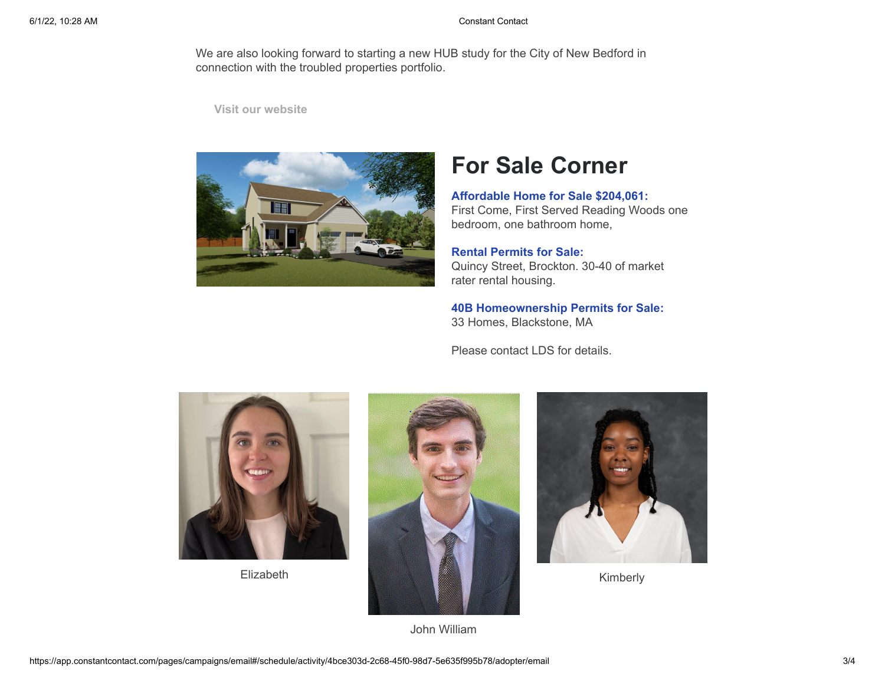We are also looking forward to starting a new HUB study for the City of New Bedford in connection with the troubled properties portfolio.

Visit our website

# For Sale Corner

**Affordable Home for Sale $204,061:**
First Come, First Served Reading Woods one bedroom, one bathroom home,

**Rental Permits for Sale:**
Quincy Street, Brockton. 30-40 of market rater rental housing.

**40B Homeownership Permits for Sale:**
33 Homes, Blackstone, MA

Please contact LDS for details.

Elizabeth

John William

Kimberly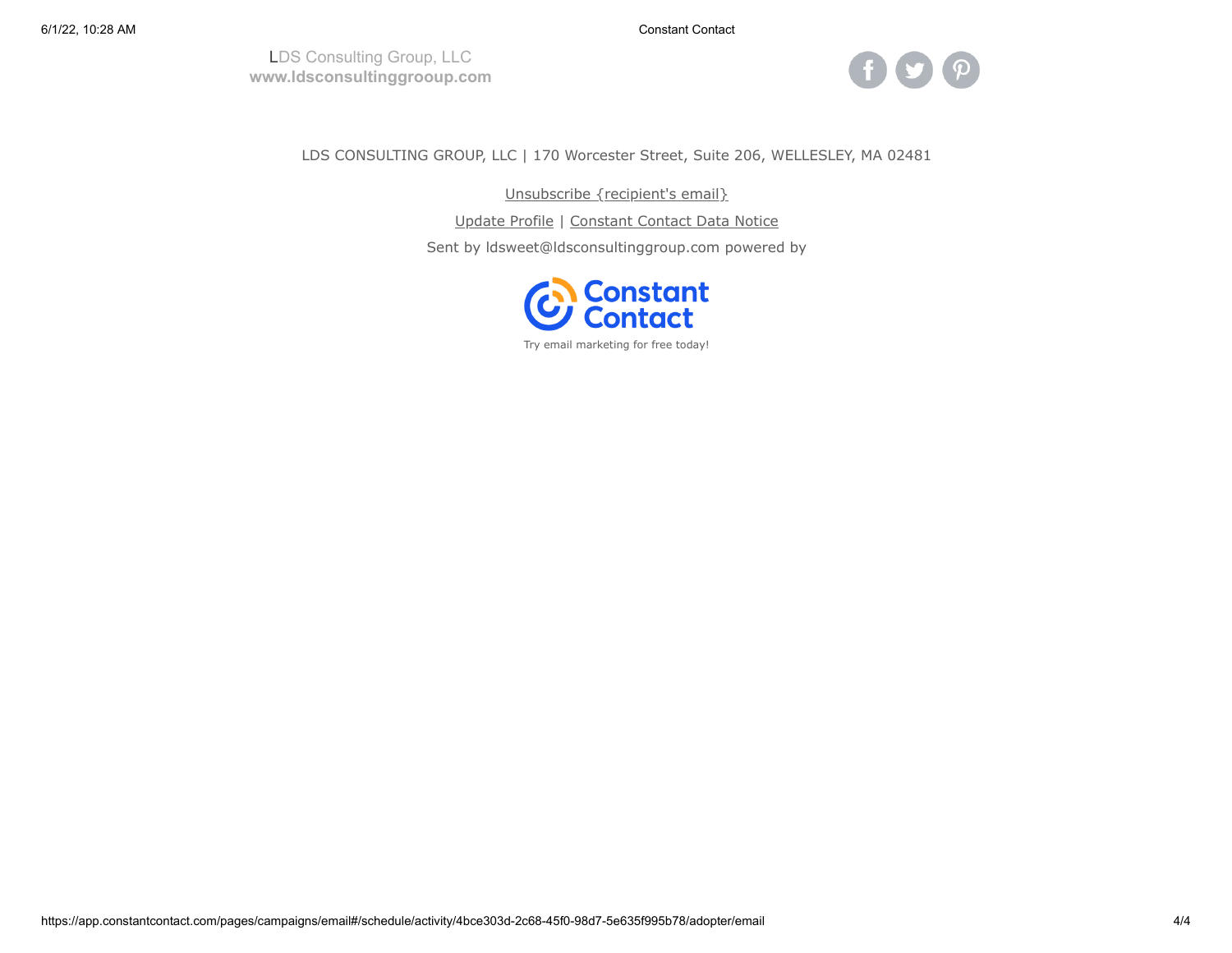LDS Consulting Group, LLC
**www.ldsconsultinggroоup.com**

LDS CONSULTING GROUP, LLC | 170 Worcester Street, Suite 206, WELLESLEY, MA 02481

Unsubscribe {recipient's email}

Update Profile | Constant Contact Data Notice

Sent by ldsweet@ldsconsultinggroup.com powered by

Constant Contact

Try email marketing for free today!